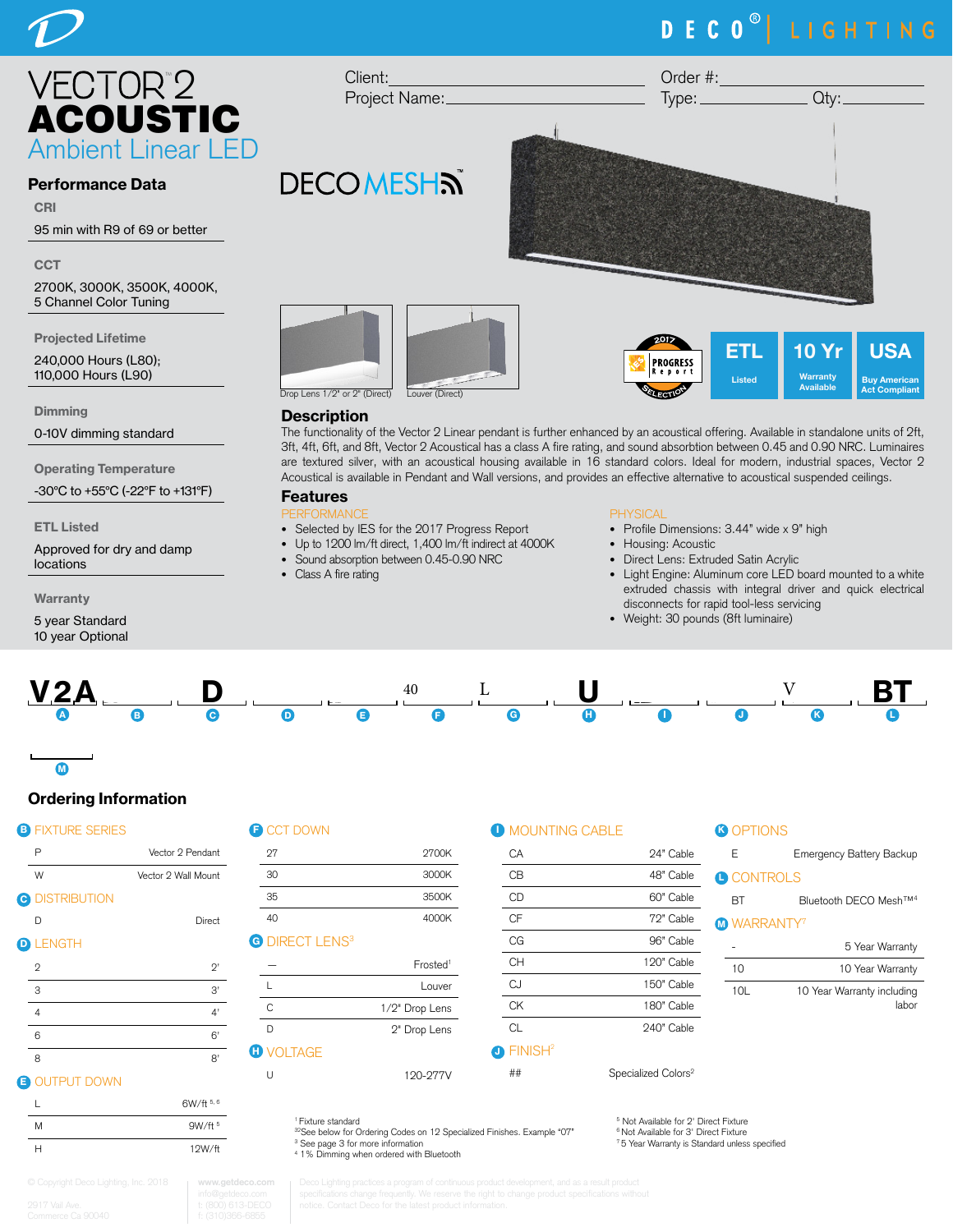DECO® | LIGHTING

# VECTOR™2 ACOUSTIC
## Ambient Linear LED

Client: ______________________ Order #: ______________________

Project Name: ______________________ Type: __________ Qty: __________

DECOMESH™

Drop Lens 1/2" or 2" (Direct)

Louver (Direct)

2017 PROGRESS Report SELECTION

**ETL** Listed

**10 Yr** Warranty Available

**USA** Buy American Act Compliant

## Performance Data

**CRI**

95 min with R9 of 69 or better

**CCT**

2700K, 3000K, 3500K, 4000K, 5 Channel Color Tuning

**Projected Lifetime**

240,000 Hours (L80); 110,000 Hours (L90)

**Dimming**

0-10V dimming standard

**Operating Temperature**

-30°C to +55°C (-22°F to +131°F)

**ETL Listed**

Approved for dry and damp locations

**Warranty**

5 year Standard
10 year Optional

## Description

The functionality of the Vector 2 Linear pendant is further enhanced by an acoustical offering. Available in standalone units of 2ft, 3ft, 4ft, 6ft, and 8ft, Vector 2 Acoustical has a class A fire rating, and sound absorbtion between 0.45 and 0.90 NRC. Luminaires are textured silver, with an acoustical housing available in 16 standard colors. Ideal for modern, industrial spaces, Vector 2 Acoustical is available in Pendant and Wall versions, and provides an effective alternative to acoustical suspended ceilings.

## Features

**PERFORMANCE**

- Selected by IES for the 2017 Progress Report
- Up to 1200 lm/ft direct, 1,400 lm/ft indirect at 4000K
- Sound absorption between 0.45-0.90 NRC
- Class A fire rating

**PHYSICAL**

- Profile Dimensions: 3.44" wide x 9" high
- Housing: Acoustic
- Direct Lens: Extruded Satin Acrylic
- Light Engine: Aluminum core LED board mounted to a white extruded chassis with integral driver and quick electrical disconnects for rapid tool-less servicing
- Weight: 30 pounds (8ft luminaire)

| V2A | ___ | D | ___ | ___ | 40 | L | U | ___ | ___ | V | BT | ___ |
|---|---|---|---|---|---|---|---|---|---|---|---|---|
| A | B | C | D | E | F | G | H | I | J | K | L | M |

## Ordering Information

**B FIXTURE SERIES**

| | |
|---|---|
| P | Vector 2 Pendant |
| W | Vector 2 Wall Mount |

**C DISTRIBUTION**

| | |
|---|---|
| D | Direct |

**D LENGTH**

| | |
|---|---|
| 2 | 2' |
| 3 | 3' |
| 4 | 4' |
| 6 | 6' |
| 8 | 8' |

**E OUTPUT DOWN**

| | |
|---|---|
| L | 6W/ft [5, 6] |
| M | 9W/ft [5] |
| H | 12W/ft |

**F CCT DOWN**

| | |
|---|---|
| 27 | 2700K |
| 30 | 3000K |
| 35 | 3500K |
| 40 | 4000K |

**G DIRECT LENS[3]**

| | |
|---|---|
| — | Frosted[1] |
| L | Louver |
| C | 1/2" Drop Lens |
| D | 2" Drop Lens |

**H VOLTAGE**

| | |
|---|---|
| U | 120-277V |

**I MOUNTING CABLE**

| | |
|---|---|
| CA | 24" Cable |
| CB | 48" Cable |
| CD | 60" Cable |
| CF | 72" Cable |
| CG | 96" Cable |
| CH | 120" Cable |
| CJ | 150" Cable |
| CK | 180" Cable |
| CL | 240" Cable |

**J FINISH[2]**

| | |
|---|---|
| ## | Specialized Colors[2] |

**K OPTIONS**

| | |
|---|---|
| E | Emergency Battery Backup |

**L CONTROLS**

| | |
|---|---|
| BT | Bluetooth DECO Mesh™[4] |

**M WARRANTY[7]**

| | |
|---|---|
| - | 5 Year Warranty |
| 10 | 10 Year Warranty |
| 10L | 10 Year Warranty including labor |

[1] Fixture standard
[2] See below for Ordering Codes on 12 Specialized Finishes. Example "07"
[3] See page 3 for more information
[4] 1% Dimming when ordered with Bluetooth
[5] Not Available for 2' Direct Fixture
[6] Not Available for 3' Direct Fixture
[7] 5 Year Warranty is Standard unless specified

© Copyright Deco Lighting, Inc. 2018 | 2917 Vail Ave. Commerce Ca 90040 | www.getdeco.com | info@getdeco.com | t: (800) 613-DECO | f: (310)366-6855 | Deco Lighting practices a program of continuous product development, and as a result product specifications change frequently. We reserve the right to change product specifications without notice. Contact Deco for the latest product information.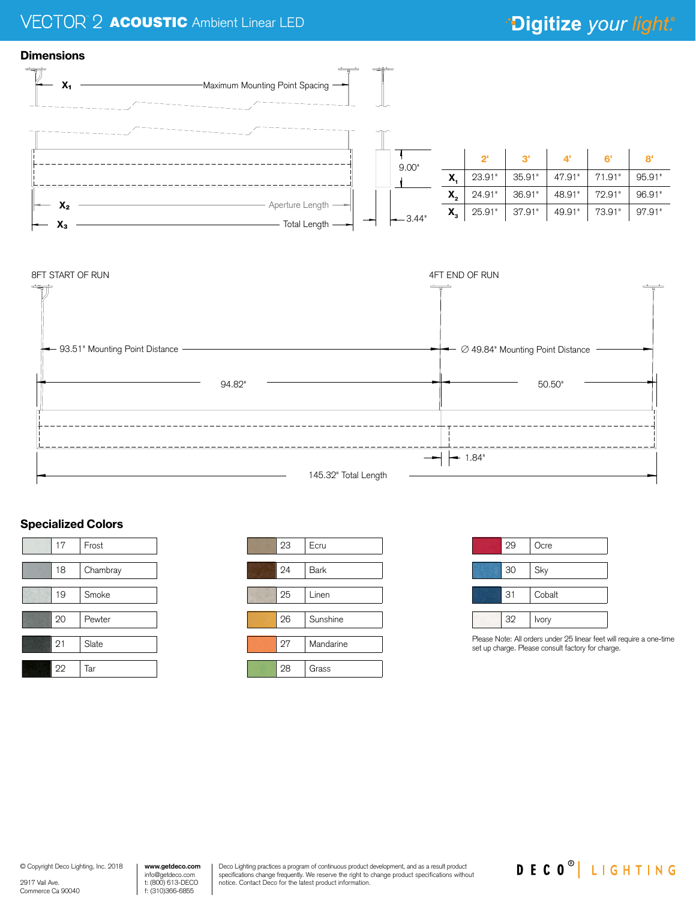## Dimensions

X₁ — Maximum Mounting Point Spacing

X₂ — Aperture Length

X₃ — Total Length

9.00"

3.44"

| | 2' | 3' | 4' | 6' | 8' |
|---|---|---|---|---|---|
| $X_1$ | 23.91" | 35.91" | 47.91" | 71.91" | 95.91" |
| $X_2$ | 24.91" | 36.91" | 48.91" | 72.91" | 96.91" |
| $X_3$ | 25.91" | 37.91" | 49.91" | 73.91" | 97.91" |

8FT START OF RUN

4FT END OF RUN

93.51" Mounting Point Distance

∅ 49.84" Mounting Point Distance

94.82"

50.50"

1.84"

145.32" Total Length

## Specialized Colors

| | | |
|---|---|---|
| 17 | Frost | |
| 18 | Chambray | |
| 19 | Smoke | |
| 20 | Pewter | |
| 21 | Slate | |
| 22 | Tar | |
| 23 | Ecru | |
| 24 | Bark | |
| 25 | Linen | |
| 26 | Sunshine | |
| 27 | Mandarine | |
| 28 | Grass | |
| 29 | Ocre | |
| 30 | Sky | |
| 31 | Cobalt | |
| 32 | Ivory | |

Please Note: All orders under 25 linear feet will require a one-time set up charge. Please consult factory for charge.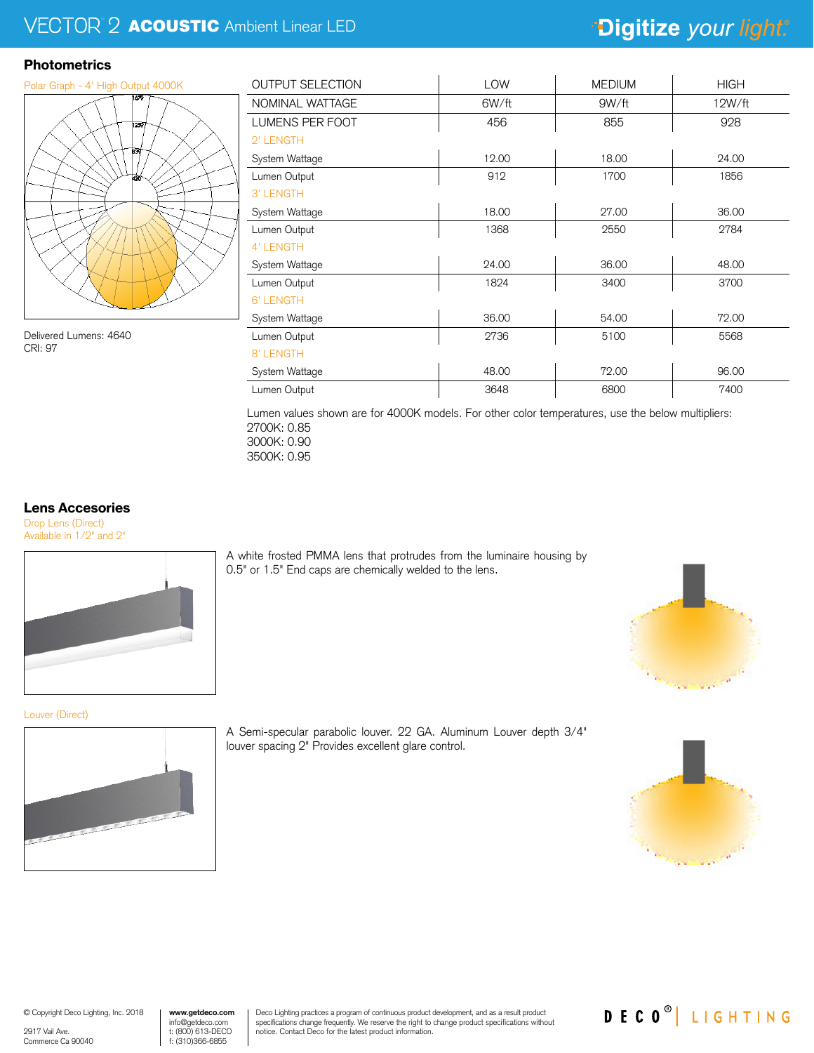## Photometrics

Polar Graph - 4' High Output 4000K

1679
1259
839
420

Delivered Lumens: 4640
CRI: 97

| OUTPUT SELECTION | LOW | MEDIUM | HIGH |
|---|---|---|---|
| NOMINAL WATTAGE | 6W/ft | 9W/ft | 12W/ft |
| LUMENS PER FOOT | 456 | 855 | 928 |
| 2' LENGTH | | | |
| System Wattage | 12.00 | 18.00 | 24.00 |
| Lumen Output | 912 | 1700 | 1856 |
| 3' LENGTH | | | |
| System Wattage | 18.00 | 27.00 | 36.00 |
| Lumen Output | 1368 | 2550 | 2784 |
| 4' LENGTH | | | |
| System Wattage | 24.00 | 36.00 | 48.00 |
| Lumen Output | 1824 | 3400 | 3700 |
| 6' LENGTH | | | |
| System Wattage | 36.00 | 54.00 | 72.00 |
| Lumen Output | 2736 | 5100 | 5568 |
| 8' LENGTH | | | |
| System Wattage | 48.00 | 72.00 | 96.00 |
| Lumen Output | 3648 | 6800 | 7400 |

Lumen values shown are for 4000K models. For other color temperatures, use the below multipliers:
2700K: 0.85
3000K: 0.90
3500K: 0.95

## Lens Accesories

Drop Lens (Direct)
Available in 1/2" and 2"

A white frosted PMMA lens that protrudes from the luminaire housing by 0.5" or 1.5" End caps are chemically welded to the lens.

Louver (Direct)

A Semi-specular parabolic louver. 22 GA. Aluminum Louver depth 3/4" louver spacing 2" Provides excellent glare control.